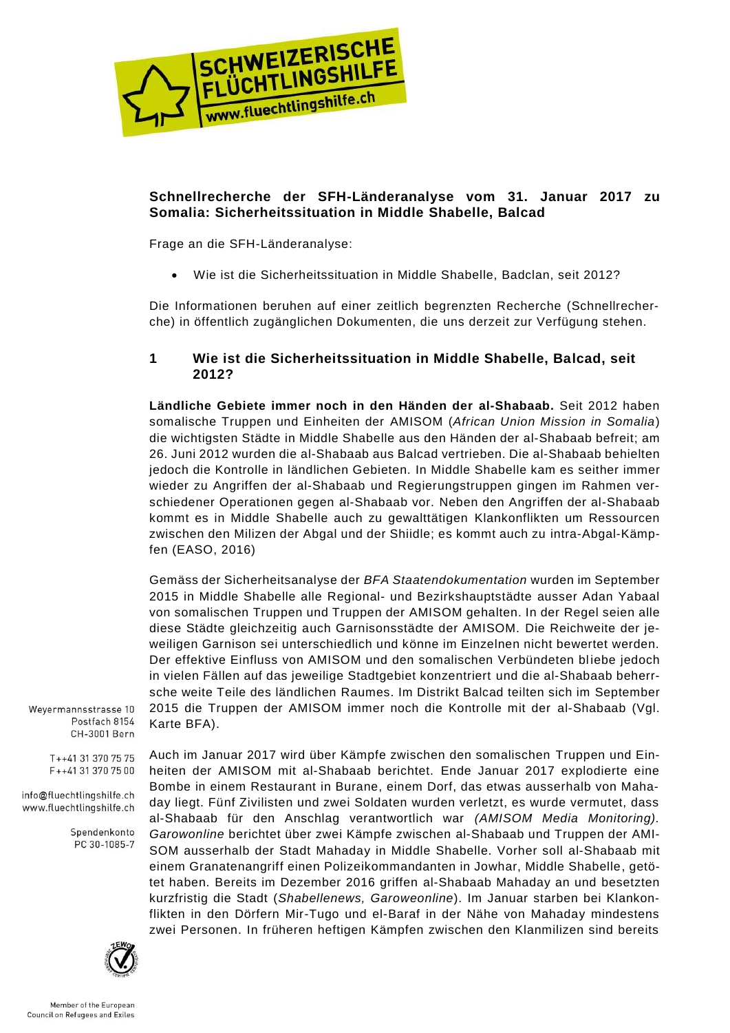**Schnellrecherche der SFH-Länderanalyse vom 31. Januar 2017 zu Somalia: Sicherheitssituation in Middle Shabelle, Balcad**

Frage an die SFH-Länderanalyse:

- Wie ist die Sicherheitssituation in Middle Shabelle, Badclan, seit 2012?

Die Informationen beruhen auf einer zeitlich begrenzten Recherche (Schnellrecherche) in öffentlich zugänglichen Dokumenten, die uns derzeit zur Verfügung stehen.

## 1 Wie ist die Sicherheitssituation in Middle Shabelle, Balcad, seit 2012?

**Ländliche Gebiete immer noch in den Händen der al-Shabaab.** Seit 2012 haben somalische Truppen und Einheiten der AMISOM (*African Union Mission in Somalia*) die wichtigsten Städte in Middle Shabelle aus den Händen der al-Shabaab befreit; am 26. Juni 2012 wurden die al-Shabaab aus Balcad vertrieben. Die al-Shabaab behielten jedoch die Kontrolle in ländlichen Gebieten. In Middle Shabelle kam es seither immer wieder zu Angriffen der al-Shabaab und Regierungstruppen gingen im Rahmen verschiedener Operationen gegen al-Shabaab vor. Neben den Angriffen der al-Shabaab kommt es in Middle Shabelle auch zu gewalttätigen Klankonflikten um Ressourcen zwischen den Milizen der Abgal und der Shiidle; es kommt auch zu intra-Abgal-Kämpfen (EASO, 2016)

Gemäss der Sicherheitsanalyse der *BFA Staatendokumentation* wurden im September 2015 in Middle Shabelle alle Regional- und Bezirkshauptstädte ausser Adan Yabaal von somalischen Truppen und Truppen der AMISOM gehalten. In der Regel seien alle diese Städte gleichzeitig auch Garnisonsstädte der AMISOM. Die Reichweite der jeweiligen Garnison sei unterschiedlich und könne im Einzelnen nicht bewertet werden. Der effektive Einfluss von AMISOM und den somalischen Verbündeten bliebe jedoch in vielen Fällen auf das jeweilige Stadtgebiet konzentriert und die al-Shabaab beherrsche weite Teile des ländlichen Raumes. Im Distrikt Balcad teilten sich im September 2015 die Truppen der AMISOM immer noch die Kontrolle mit der al-Shabaab (Vgl. Karte BFA).

Auch im Januar 2017 wird über Kämpfe zwischen den somalischen Truppen und Einheiten der AMISOM mit al-Shabaab berichtet. Ende Januar 2017 explodierte eine Bombe in einem Restaurant in Burane, einem Dorf, das etwas ausserhalb von Mahaday liegt. Fünf Zivilisten und zwei Soldaten wurden verletzt, es wurde vermutet, dass al-Shabaab für den Anschlag verantwortlich war *(AMISOM Media Monitoring)*. *Garowonline* berichtet über zwei Kämpfe zwischen al-Shabaab und Truppen der AMISOM ausserhalb der Stadt Mahaday in Middle Shabelle. Vorher soll al-Shabaab mit einem Granatenangriff einen Polizeikommandanten in Jowhar, Middle Shabelle, getötet haben. Bereits im Dezember 2016 griffen al-Shabaab Mahaday an und besetzten kurzfristig die Stadt (*Shabellenews, Garoweonline*). Im Januar starben bei Klankonflikten in den Dörfern Mir-Tugo und el-Baraf in der Nähe von Mahaday mindestens zwei Personen. In früheren heftigen Kämpfen zwischen den Klanmilizen sind bereits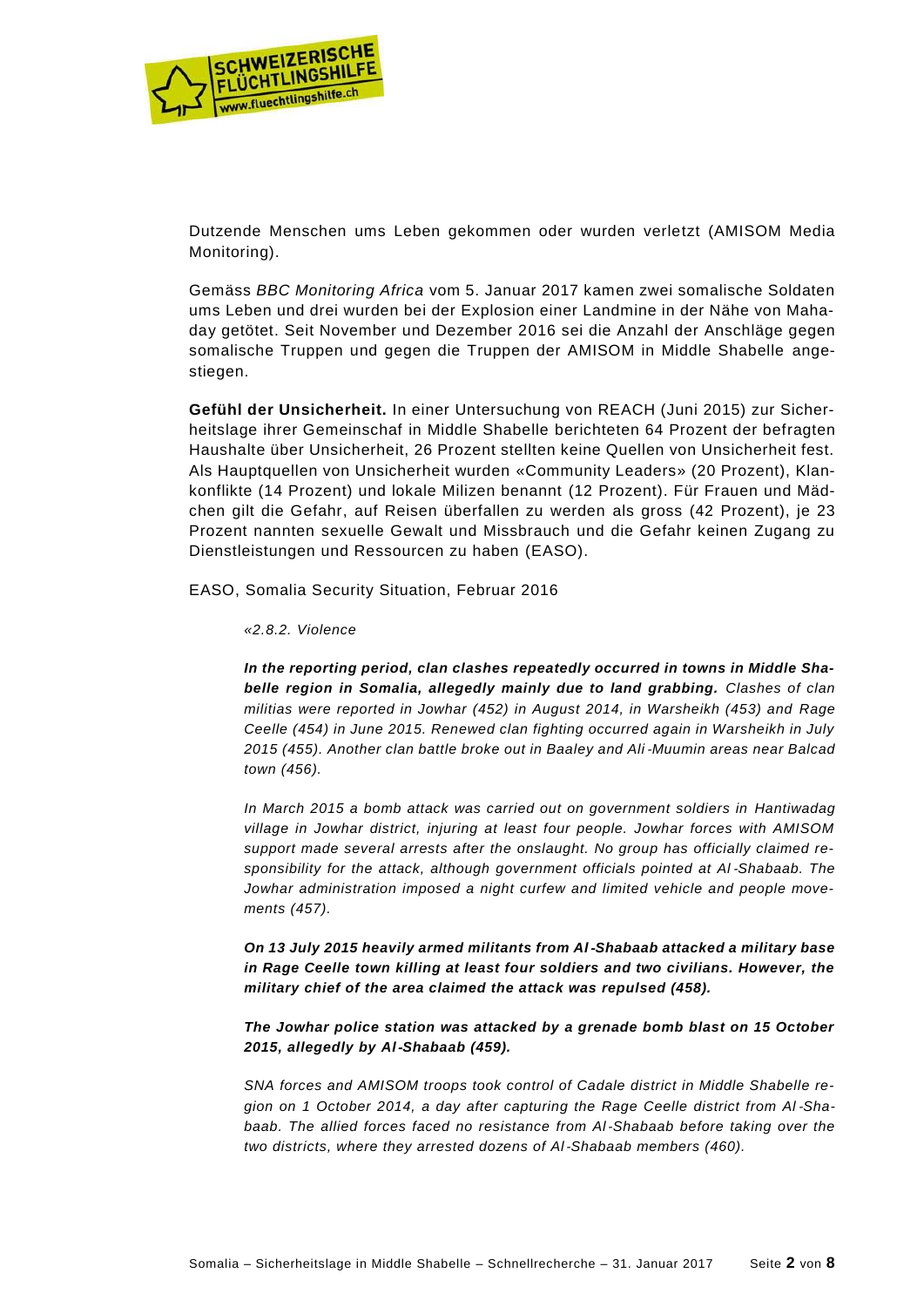Dutzende Menschen ums Leben gekommen oder wurden verletzt (AMISOM Media Monitoring).

Gemäss *BBC Monitoring Africa* vom 5. Januar 2017 kamen zwei somalische Soldaten ums Leben und drei wurden bei der Explosion einer Landmine in der Nähe von Mahaday getötet. Seit November und Dezember 2016 sei die Anzahl der Anschläge gegen somalische Truppen und gegen die Truppen der AMISOM in Middle Shabelle angestiegen.

**Gefühl der Unsicherheit.** In einer Untersuchung von REACH (Juni 2015) zur Sicherheitslage ihrer Gemeinschaf in Middle Shabelle berichteten 64 Prozent der befragten Haushalte über Unsicherheit, 26 Prozent stellten keine Quellen von Unsicherheit fest. Als Hauptquellen von Unsicherheit wurden «Community Leaders» (20 Prozent), Klankonflikte (14 Prozent) und lokale Milizen benannt (12 Prozent). Für Frauen und Mädchen gilt die Gefahr, auf Reisen überfallen zu werden als gross (42 Prozent), je 23 Prozent nannten sexuelle Gewalt und Missbrauch und die Gefahr keinen Zugang zu Dienstleistungen und Ressourcen zu haben (EASO).

EASO, Somalia Security Situation, Februar 2016

> *«2.8.2. Violence*
>
> ***In the reporting period, clan clashes repeatedly occurred in towns in Middle Shabelle region in Somalia, allegedly mainly due to land grabbing.*** *Clashes of clan militias were reported in Jowhar (452) in August 2014, in Warsheikh (453) and Rage Ceelle (454) in June 2015. Renewed clan fighting occurred again in Warsheikh in July 2015 (455). Another clan battle broke out in Baaley and Ali-Muumin areas near Balcad town (456).*
>
> *In March 2015 a bomb attack was carried out on government soldiers in Hantiwadag village in Jowhar district, injuring at least four people. Jowhar forces with AMISOM support made several arrests after the onslaught. No group has officially claimed responsibility for the attack, although government officials pointed at Al-Shabaab. The Jowhar administration imposed a night curfew and limited vehicle and people movements (457).*
>
> ***On 13 July 2015 heavily armed militants from Al-Shabaab attacked a military base in Rage Ceelle town killing at least four soldiers and two civilians. However, the military chief of the area claimed the attack was repulsed (458).***
>
> ***The Jowhar police station was attacked by a grenade bomb blast on 15 October 2015, allegedly by Al-Shabaab (459).***
>
> *SNA forces and AMISOM troops took control of Cadale district in Middle Shabelle region on 1 October 2014, a day after capturing the Rage Ceelle district from Al-Shabaab. The allied forces faced no resistance from Al-Shabaab before taking over the two districts, where they arrested dozens of Al-Shabaab members (460).*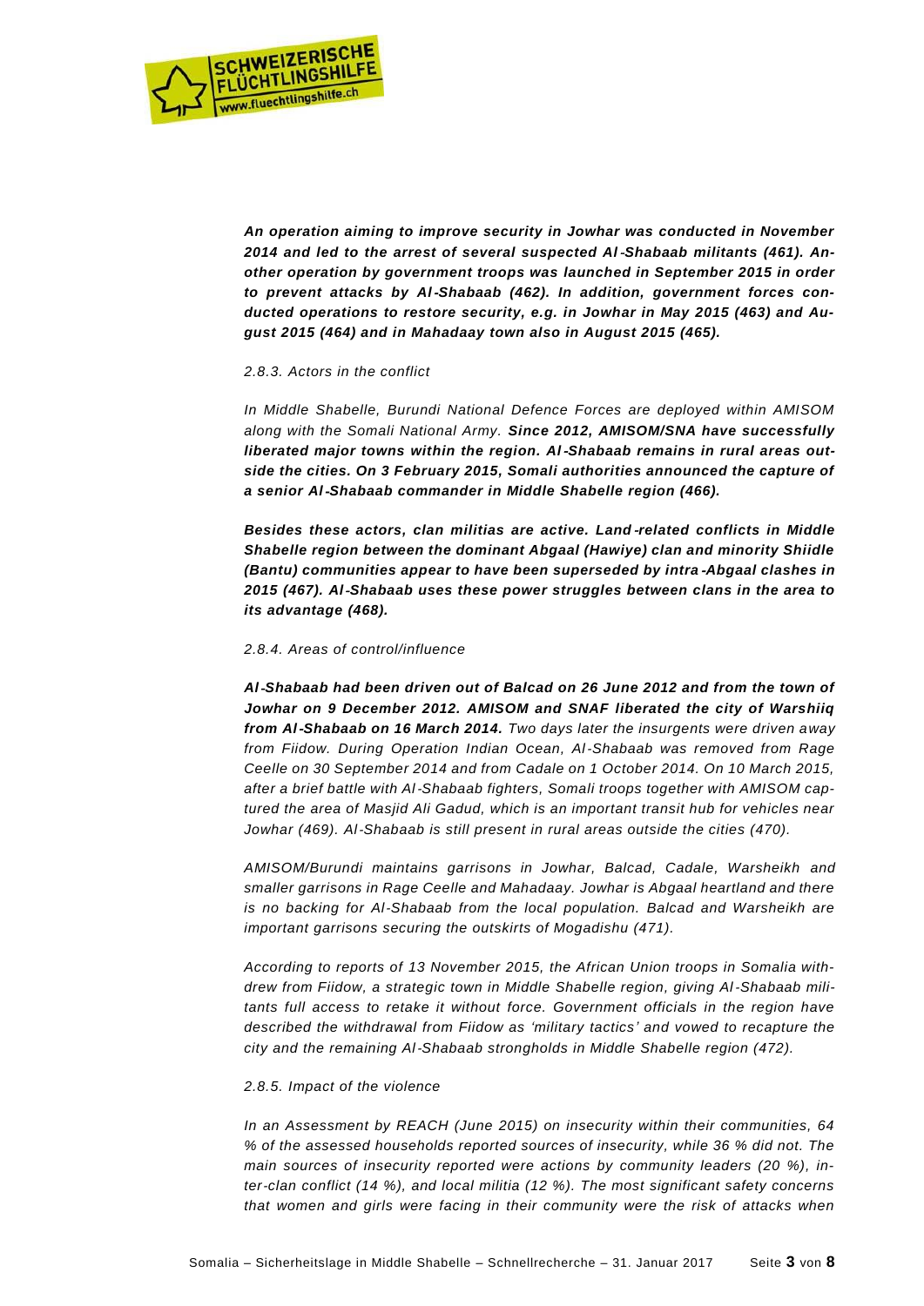***An operation aiming to improve security in Jowhar was conducted in November 2014 and led to the arrest of several suspected Al-Shabaab militants (461). Another operation by government troops was launched in September 2015 in order to prevent attacks by Al-Shabaab (462). In addition, government forces conducted operations to restore security, e.g. in Jowhar in May 2015 (463) and August 2015 (464) and in Mahadaay town also in August 2015 (465).***

*2.8.3. Actors in the conflict*

*In Middle Shabelle, Burundi National Defence Forces are deployed within AMISOM along with the Somali National Army.* ***Since 2012, AMISOM/SNA have successfully liberated major towns within the region. Al-Shabaab remains in rural areas outside the cities. On 3 February 2015, Somali authorities announced the capture of a senior Al-Shabaab commander in Middle Shabelle region (466).***

***Besides these actors, clan militias are active. Land-related conflicts in Middle Shabelle region between the dominant Abgaal (Hawiye) clan and minority Shiidle (Bantu) communities appear to have been superseded by intra-Abgaal clashes in 2015 (467). Al-Shabaab uses these power struggles between clans in the area to its advantage (468).***

*2.8.4. Areas of control/influence*

***Al-Shabaab had been driven out of Balcad on 26 June 2012 and from the town of Jowhar on 9 December 2012. AMISOM and SNAF liberated the city of Warshiiq from Al-Shabaab on 16 March 2014.*** *Two days later the insurgents were driven away from Fiidow. During Operation Indian Ocean, Al-Shabaab was removed from Rage Ceelle on 30 September 2014 and from Cadale on 1 October 2014. On 10 March 2015, after a brief battle with Al-Shabaab fighters, Somali troops together with AMISOM captured the area of Masjid Ali Gadud, which is an important transit hub for vehicles near Jowhar (469). Al-Shabaab is still present in rural areas outside the cities (470).*

*AMISOM/Burundi maintains garrisons in Jowhar, Balcad, Cadale, Warsheikh and smaller garrisons in Rage Ceelle and Mahadaay. Jowhar is Abgaal heartland and there is no backing for Al-Shabaab from the local population. Balcad and Warsheikh are important garrisons securing the outskirts of Mogadishu (471).*

*According to reports of 13 November 2015, the African Union troops in Somalia withdrew from Fiidow, a strategic town in Middle Shabelle region, giving Al-Shabaab militants full access to retake it without force. Government officials in the region have described the withdrawal from Fiidow as 'military tactics' and vowed to recapture the city and the remaining Al-Shabaab strongholds in Middle Shabelle region (472).*

*2.8.5. Impact of the violence*

*In an Assessment by REACH (June 2015) on insecurity within their communities, 64 % of the assessed households reported sources of insecurity, while 36 % did not. The main sources of insecurity reported were actions by community leaders (20 %), inter-clan conflict (14 %), and local militia (12 %). The most significant safety concerns that women and girls were facing in their community were the risk of attacks when*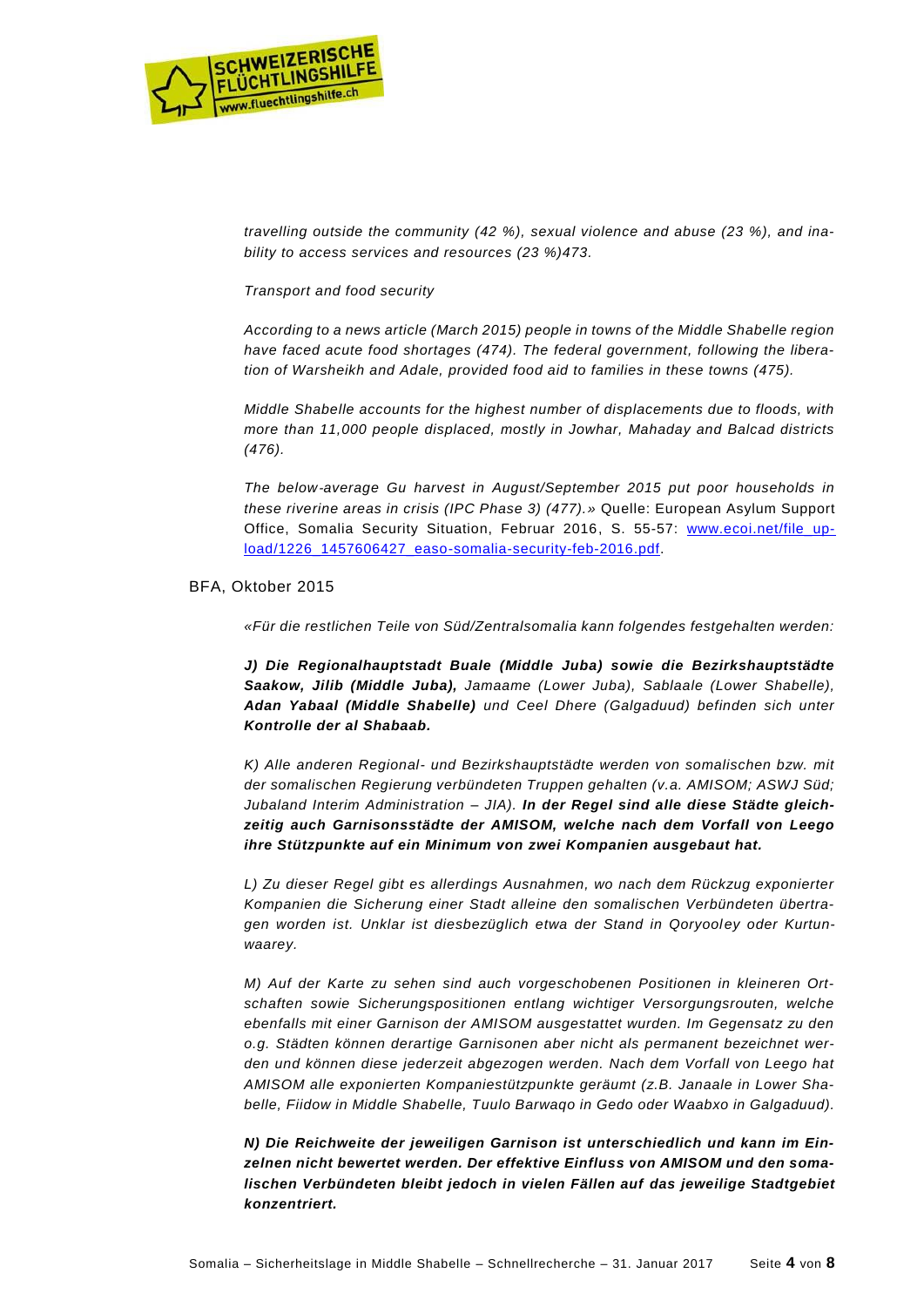*travelling outside the community (42 %), sexual violence and abuse (23 %), and inability to access services and resources (23 %)473.*

*Transport and food security*

*According to a news article (March 2015) people in towns of the Middle Shabelle region have faced acute food shortages (474). The federal government, following the liberation of Warsheikh and Adale, provided food aid to families in these towns (475).*

*Middle Shabelle accounts for the highest number of displacements due to floods, with more than 11,000 people displaced, mostly in Jowhar, Mahaday and Balcad districts (476).*

*The below-average Gu harvest in August/September 2015 put poor households in these riverine areas in crisis (IPC Phase 3) (477).»* Quelle: European Asylum Support Office, Somalia Security Situation, Februar 2016, S. 55-57: [www.ecoi.net/file_upload/1226_1457606427_easo-somalia-security-feb-2016.pdf](www.ecoi.net/file_upload/1226_1457606427_easo-somalia-security-feb-2016.pdf).

BFA, Oktober 2015

*«Für die restlichen Teile von Süd/Zentralsomalia kann folgendes festgehalten werden:*

***J) Die Regionalhauptstadt Buale (Middle Juba) sowie die Bezirkshauptstädte Saakow, Jilib (Middle Juba),** Jamaame (Lower Juba), Sablaale (Lower Shabelle), **Adan Yabaal (Middle Shabelle)** und Ceel Dhere (Galgaduud) befinden sich unter **Kontrolle der al Shabaab.***

*K) Alle anderen Regional- und Bezirkshauptstädte werden von somalischen bzw. mit der somalischen Regierung verbündeten Truppen gehalten (v.a. AMISOM; ASWJ Süd; Jubaland Interim Administration – JIA). **In der Regel sind alle diese Städte gleichzeitig auch Garnisonsstädte der AMISOM, welche nach dem Vorfall von Leego ihre Stützpunkte auf ein Minimum von zwei Kompanien ausgebaut hat.***

*L) Zu dieser Regel gibt es allerdings Ausnahmen, wo nach dem Rückzug exponierter Kompanien die Sicherung einer Stadt alleine den somalischen Verbündeten übertragen worden ist. Unklar ist diesbezüglich etwa der Stand in Qoryooley oder Kurtunwaarey.*

*M) Auf der Karte zu sehen sind auch vorgeschobenen Positionen in kleineren Ortschaften sowie Sicherungspositionen entlang wichtiger Versorgungsrouten, welche ebenfalls mit einer Garnison der AMISOM ausgestattet wurden. Im Gegensatz zu den o.g. Städten können derartige Garnisonen aber nicht als permanent bezeichnet werden und können diese jederzeit abgezogen werden. Nach dem Vorfall von Leego hat AMISOM alle exponierten Kompaniestützpunkte geräumt (z.B. Janaale in Lower Shabelle, Fiidow in Middle Shabelle, Tuulo Barwaqo in Gedo oder Waabxo in Galgaduud).*

***N) Die Reichweite der jeweiligen Garnison ist unterschiedlich und kann im Einzelnen nicht bewertet werden. Der effektive Einfluss von AMISOM und den somalischen Verbündeten bleibt jedoch in vielen Fällen auf das jeweilige Stadtgebiet konzentriert.***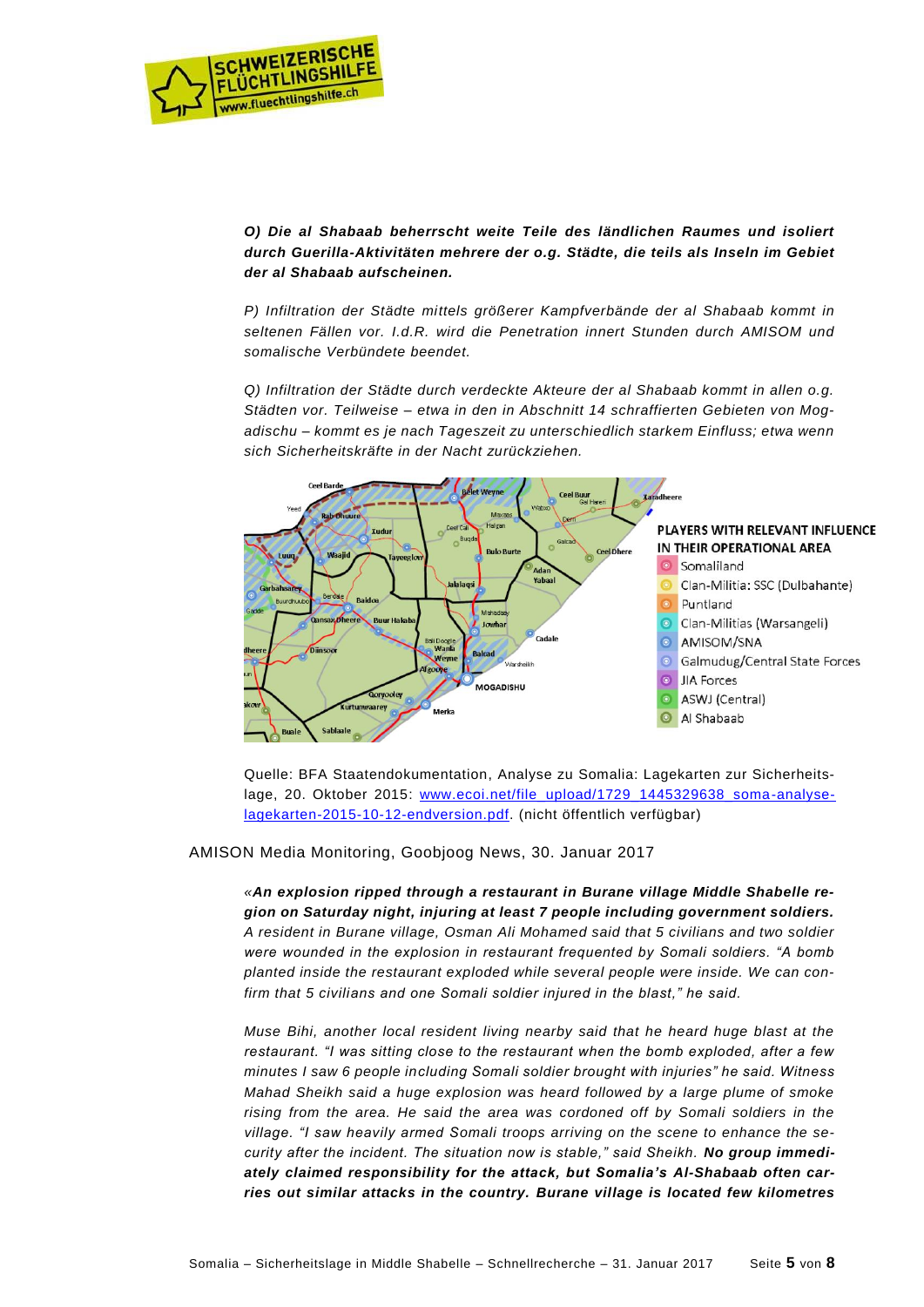*O) Die al Shabaab beherrscht weite Teile des ländlichen Raumes und isoliert durch Guerilla-Aktivitäten mehrere der o.g. Städte, die teils als Inseln im Gebiet der al Shabaab aufscheinen.*

*P) Infiltration der Städte mittels größerer Kampfverbände der al Shabaab kommt in seltenen Fällen vor. I.d.R. wird die Penetration innert Stunden durch AMISOM und somalische Verbündete beendet.*

*Q) Infiltration der Städte durch verdeckte Akteure der al Shabaab kommt in allen o.g. Städten vor. Teilweise – etwa in den in Abschnitt 14 schraffierten Gebieten von Mogadischu – kommt es je nach Tageszeit zu unterschiedlich starkem Einfluss; etwa wenn sich Sicherheitskräfte in der Nacht zurückziehen.*

Quelle: BFA Staatendokumentation, Analyse zu Somalia: Lagekarten zur Sicherheitslage, 20. Oktober 2015: [www.ecoi.net/file_upload/1729_1445329638_soma-analyse-lagekarten-2015-10-12-endversion.pdf](www.ecoi.net/file_upload/1729_1445329638_soma-analyse-lagekarten-2015-10-12-endversion.pdf). (nicht öffentlich verfügbar)

AMISON Media Monitoring, Goobjoog News, 30. Januar 2017

*«**An explosion ripped through a restaurant in Burane village Middle Shabelle region on Saturday night, injuring at least 7 people including government soldiers.** A resident in Burane village, Osman Ali Mohamed said that 5 civilians and two soldier were wounded in the explosion in restaurant frequented by Somali soldiers. "A bomb planted inside the restaurant exploded while several people were inside. We can confirm that 5 civilians and one Somali soldier injured in the blast," he said.*

*Muse Bihi, another local resident living nearby said that he heard huge blast at the restaurant. "I was sitting close to the restaurant when the bomb exploded, after a few minutes I saw 6 people including Somali soldier brought with injuries" he said. Witness Mahad Sheikh said a huge explosion was heard followed by a large plume of smoke rising from the area. He said the area was cordoned off by Somali soldiers in the village. "I saw heavily armed Somali troops arriving on the scene to enhance the security after the incident. The situation now is stable," said Sheikh. **No group immediately claimed responsibility for the attack, but Somalia's Al-Shabaab often carries out similar attacks in the country. Burane village is located few kilometres***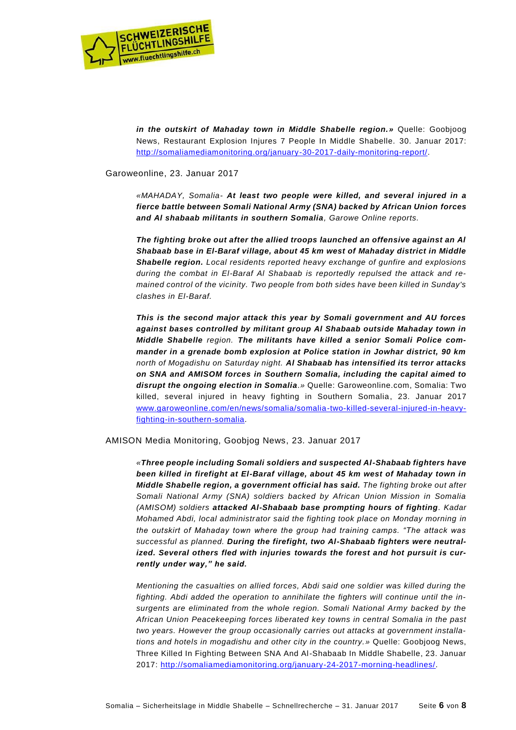***in the outskirt of Mahaday town in Middle Shabelle region.»*** Quelle: Goobjoog News, Restaurant Explosion Injures 7 People In Middle Shabelle. 30. Januar 2017: http://somaliamediamonitoring.org/january-30-2017-daily-monitoring-report/.

Garoweonline, 23. Januar 2017

> *«MAHADAY, Somalia-* ***At least two people were killed, and several injured in a fierce battle between Somali National Army (SNA) backed by African Union forces and Al shabaab militants in southern Somalia****, Garowe Online reports.*
>
> ***The fighting broke out after the allied troops launched an offensive against an Al Shabaab base in El-Baraf village, about 45 km west of Mahaday district in Middle Shabelle region.*** *Local residents reported heavy exchange of gunfire and explosions during the combat in El-Baraf Al Shabaab is reportedly repulsed the attack and remained control of the vicinity. Two people from both sides have been killed in Sunday's clashes in El-Baraf.*
>
> ***This is the second major attack this year by Somali government and AU forces against bases controlled by militant group Al Shabaab outside Mahaday town in Middle Shabelle*** *region.* ***The militants have killed a senior Somali Police commander in a grenade bomb explosion at Police station in Jowhar district, 90 km*** *north of Mogadishu on Saturday night.* ***Al Shabaab has intensified its terror attacks on SNA and AMISOM forces in Southern Somalia, including the capital aimed to disrupt the ongoing election in Somalia****.»* Quelle: Garoweonline.com, Somalia: Two killed, several injured in heavy fighting in Southern Somalia, 23. Januar 2017 www.garoweonline.com/en/news/somalia/somalia-two-killed-several-injured-in-heavy-fighting-in-southern-somalia.

AMISON Media Monitoring, Goobjog News, 23. Januar 2017

> *«****Three people including Somali soldiers and suspected Al-Shabaab fighters have been killed in firefight at El-Baraf village, about 45 km west of Mahaday town in Middle Shabelle region, a government official has said.*** *The fighting broke out after Somali National Army (SNA) soldiers backed by African Union Mission in Somalia (AMISOM) soldiers* ***attacked Al-Shabaab base prompting hours of fighting****. Kadar Mohamed Abdi, local administrator said the fighting took place on Monday morning in the outskirt of Mahaday town where the group had training camps. "The attack was successful as planned.* ***During the firefight, two Al-Shabaab fighters were neutralized. Several others fled with injuries towards the forest and hot pursuit is currently under way," he said.***
>
> *Mentioning the casualties on allied forces, Abdi said one soldier was killed during the fighting. Abdi added the operation to annihilate the fighters will continue until the insurgents are eliminated from the whole region. Somali National Army backed by the African Union Peacekeeping forces liberated key towns in central Somalia in the past two years. However the group occasionally carries out attacks at government installations and hotels in mogadishu and other city in the country.»* Quelle: Goobjoog News, Three Killed In Fighting Between SNA And Al-Shabaab In Middle Shabelle, 23. Januar 2017: http://somaliamediamonitoring.org/january-24-2017-morning-headlines/.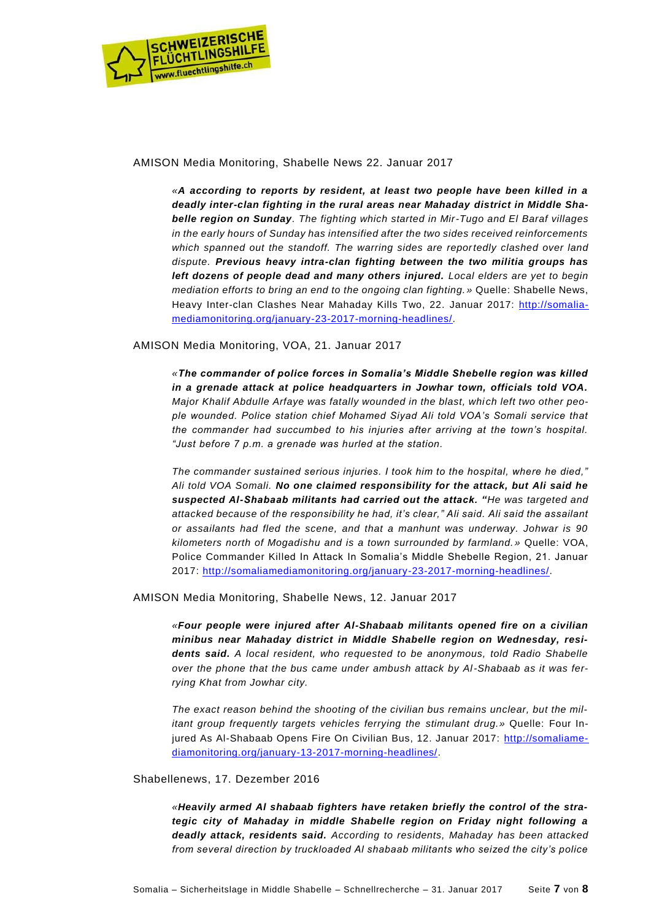AMISON Media Monitoring, Shabelle News 22. Januar 2017

> «***A according to reports by resident, at least two people have been killed in a deadly inter-clan fighting in the rural areas near Mahaday district in Middle Shabelle region on Sunday****. The fighting which started in Mir-Tugo and El Baraf villages in the early hours of Sunday has intensified after the two sides received reinforcements which spanned out the standoff. The warring sides are reportedly clashed over land dispute.* ***Previous heavy intra-clan fighting between the two militia groups has left dozens of people dead and many others injured.*** *Local elders are yet to begin mediation efforts to bring an end to the ongoing clan fighting.*» Quelle: Shabelle News, Heavy Inter-clan Clashes Near Mahaday Kills Two, 22. Januar 2017: [http://somalia-mediamonitoring.org/january-23-2017-morning-headlines/](http://somalia-mediamonitoring.org/january-23-2017-morning-headlines/).

AMISON Media Monitoring, VOA, 21. Januar 2017

> «***The commander of police forces in Somalia's Middle Shebelle region was killed in a grenade attack at police headquarters in Jowhar town, officials told VOA.*** *Major Khalif Abdulle Arfaye was fatally wounded in the blast, which left two other people wounded. Police station chief Mohamed Siyad Ali told VOA's Somali service that the commander had succumbed to his injuries after arriving at the town's hospital. "Just before 7 p.m. a grenade was hurled at the station.*
>
> *The commander sustained serious injuries. I took him to the hospital, where he died," Ali told VOA Somali.* ***No one claimed responsibility for the attack, but Ali said he suspected Al-Shabaab militants had carried out the attack. "****He was targeted and attacked because of the responsibility he had, it's clear," Ali said. Ali said the assailant or assailants had fled the scene, and that a manhunt was underway. Jowhar is 90 kilometers north of Mogadishu and is a town surrounded by farmland.*» Quelle: VOA, Police Commander Killed In Attack In Somalia's Middle Shebelle Region, 21. Januar 2017: [http://somaliamediamonitoring.org/january-23-2017-morning-headlines/](http://somaliamediamonitoring.org/january-23-2017-morning-headlines/).

AMISON Media Monitoring, Shabelle News, 12. Januar 2017

> «***Four people were injured after Al-Shabaab militants opened fire on a civilian minibus near Mahaday district in Middle Shabelle region on Wednesday, residents said.*** *A local resident, who requested to be anonymous, told Radio Shabelle over the phone that the bus came under ambush attack by Al-Shabaab as it was ferrying Khat from Jowhar city.*
>
> *The exact reason behind the shooting of the civilian bus remains unclear, but the militant group frequently targets vehicles ferrying the stimulant drug.*» Quelle: Four Injured As Al-Shabaab Opens Fire On Civilian Bus, 12. Januar 2017: [http://somaliamediamonitoring.org/january-13-2017-morning-headlines/](http://somaliamediamonitoring.org/january-13-2017-morning-headlines/).

Shabellenews, 17. Dezember 2016

> «***Heavily armed Al shabaab fighters have retaken briefly the control of the strategic city of Mahaday in middle Shabelle region on Friday night following a deadly attack, residents said.*** *According to residents, Mahaday has been attacked from several direction by truckloaded Al shabaab militants who seized the city's police*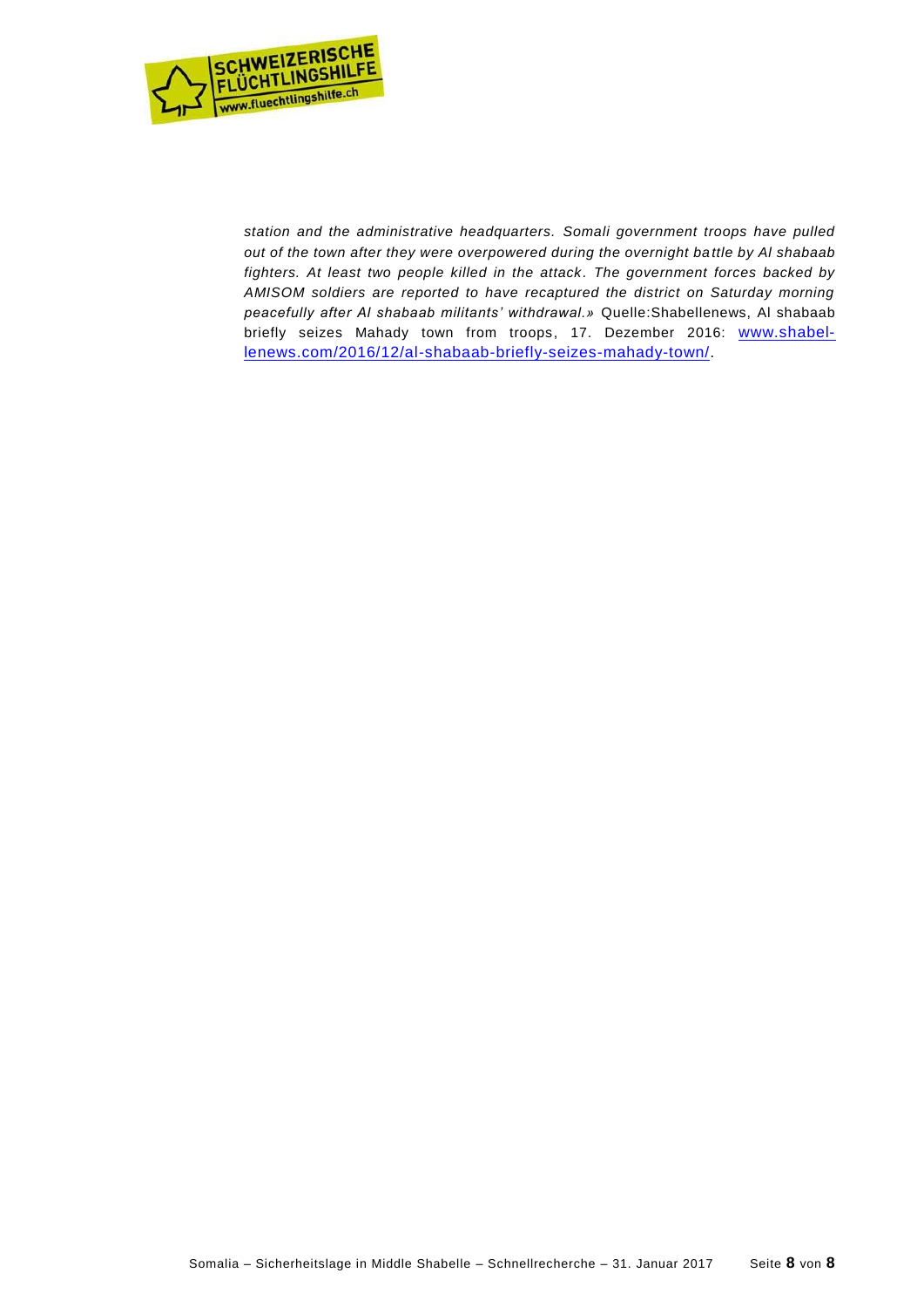*station and the administrative headquarters. Somali government troops have pulled out of the town after they were overpowered during the overnight battle by Al shabaab fighters. At least two people killed in the attack. The government forces backed by AMISOM soldiers are reported to have recaptured the district on Saturday morning peacefully after Al shabaab militants' withdrawal.»* Quelle:Shabellenews, Al shabaab briefly seizes Mahady town from troops, 17. Dezember 2016: [www.shabellenews.com/2016/12/al-shabaab-briefly-seizes-mahady-town/](www.shabellenews.com/2016/12/al-shabaab-briefly-seizes-mahady-town/).